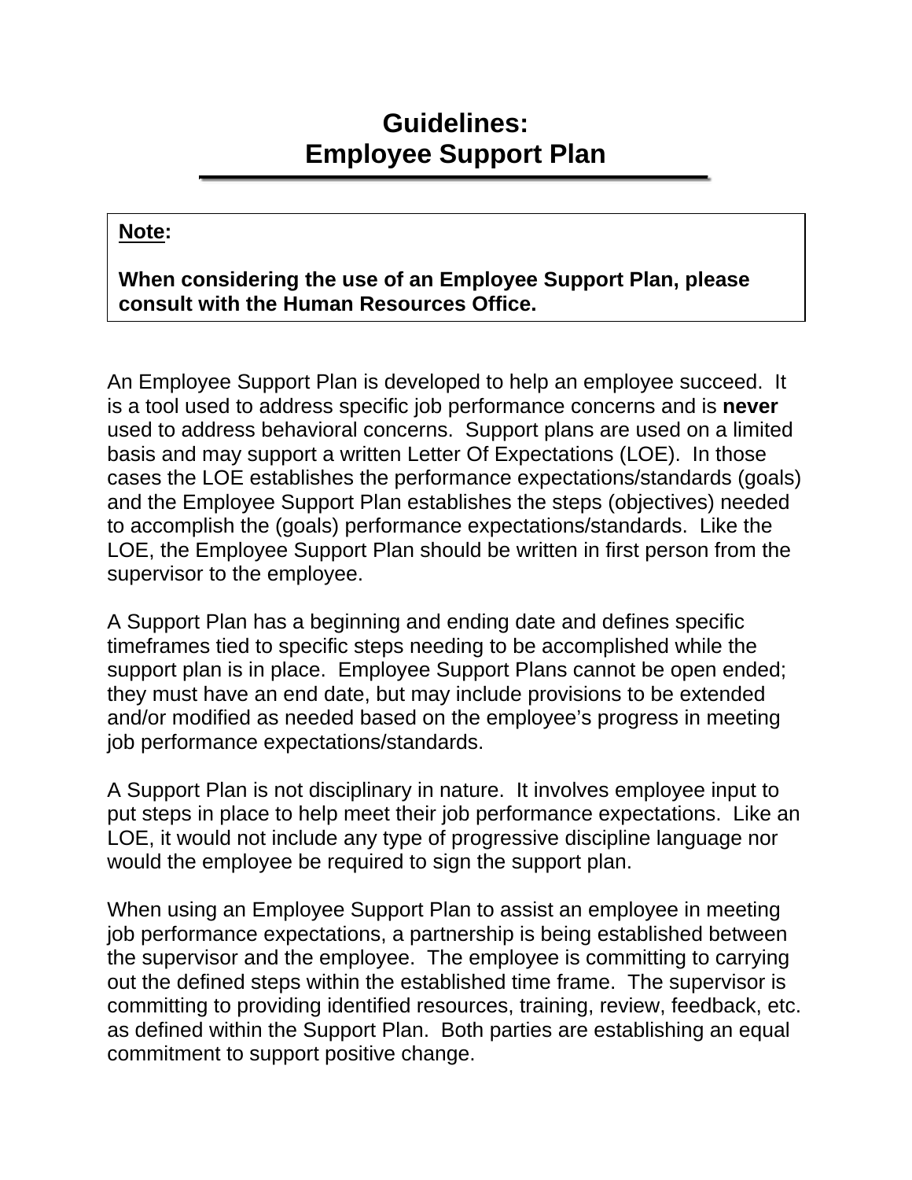# Guidelines:
# Employee Support Plan

> **<u>Note</u>:**
>
> **When considering the use of an Employee Support Plan, please consult with the Human Resources Office.**

An Employee Support Plan is developed to help an employee succeed. It is a tool used to address specific job performance concerns and is **never** used to address behavioral concerns. Support plans are used on a limited basis and may support a written Letter Of Expectations (LOE). In those cases the LOE establishes the performance expectations/standards (goals) and the Employee Support Plan establishes the steps (objectives) needed to accomplish the (goals) performance expectations/standards. Like the LOE, the Employee Support Plan should be written in first person from the supervisor to the employee.

A Support Plan has a beginning and ending date and defines specific timeframes tied to specific steps needing to be accomplished while the support plan is in place. Employee Support Plans cannot be open ended; they must have an end date, but may include provisions to be extended and/or modified as needed based on the employee's progress in meeting job performance expectations/standards.

A Support Plan is not disciplinary in nature. It involves employee input to put steps in place to help meet their job performance expectations. Like an LOE, it would not include any type of progressive discipline language nor would the employee be required to sign the support plan.

When using an Employee Support Plan to assist an employee in meeting job performance expectations, a partnership is being established between the supervisor and the employee. The employee is committing to carrying out the defined steps within the established time frame. The supervisor is committing to providing identified resources, training, review, feedback, etc. as defined within the Support Plan. Both parties are establishing an equal commitment to support positive change.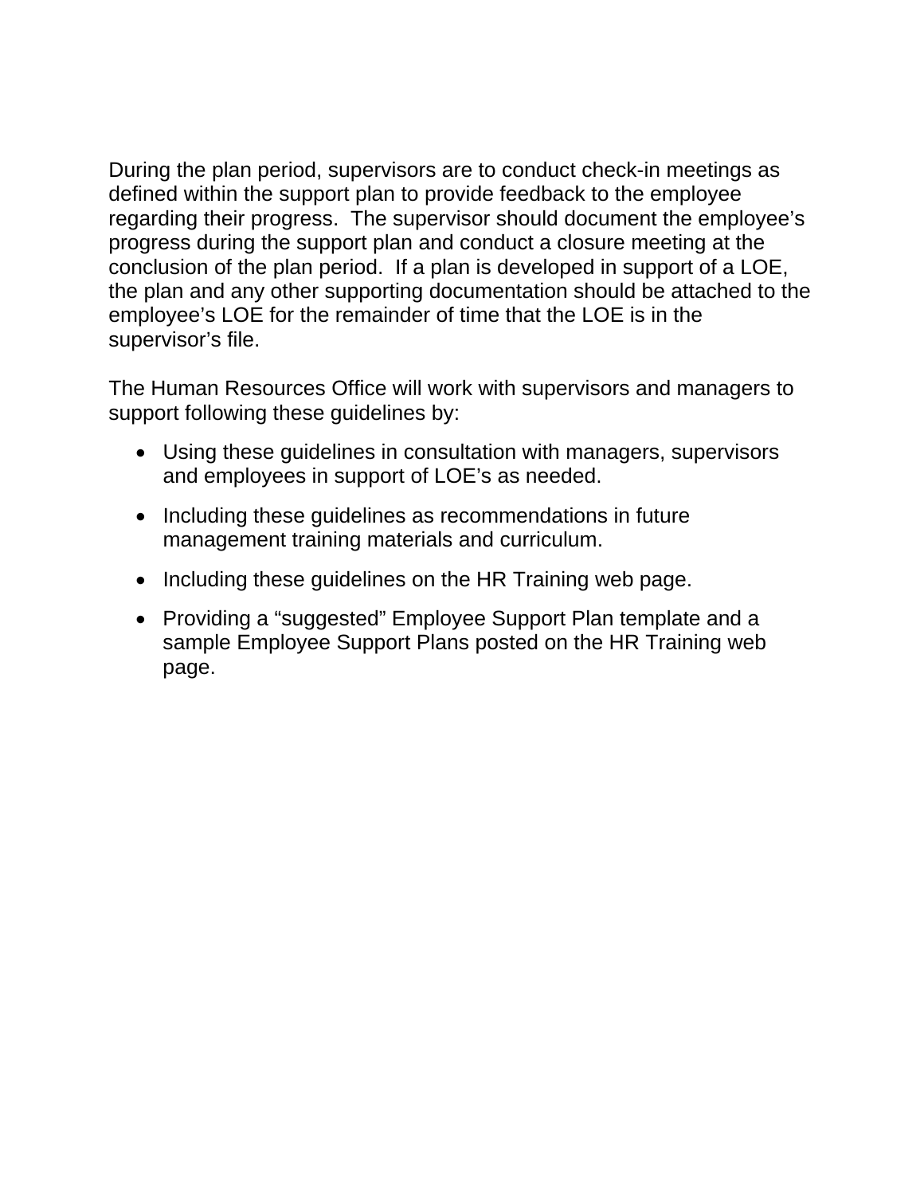During the plan period, supervisors are to conduct check-in meetings as defined within the support plan to provide feedback to the employee regarding their progress. The supervisor should document the employee's progress during the support plan and conduct a closure meeting at the conclusion of the plan period. If a plan is developed in support of a LOE, the plan and any other supporting documentation should be attached to the employee's LOE for the remainder of time that the LOE is in the supervisor's file.

The Human Resources Office will work with supervisors and managers to support following these guidelines by:

- Using these guidelines in consultation with managers, supervisors and employees in support of LOE's as needed.
- Including these guidelines as recommendations in future management training materials and curriculum.
- Including these guidelines on the HR Training web page.
- Providing a "suggested" Employee Support Plan template and a sample Employee Support Plans posted on the HR Training web page.